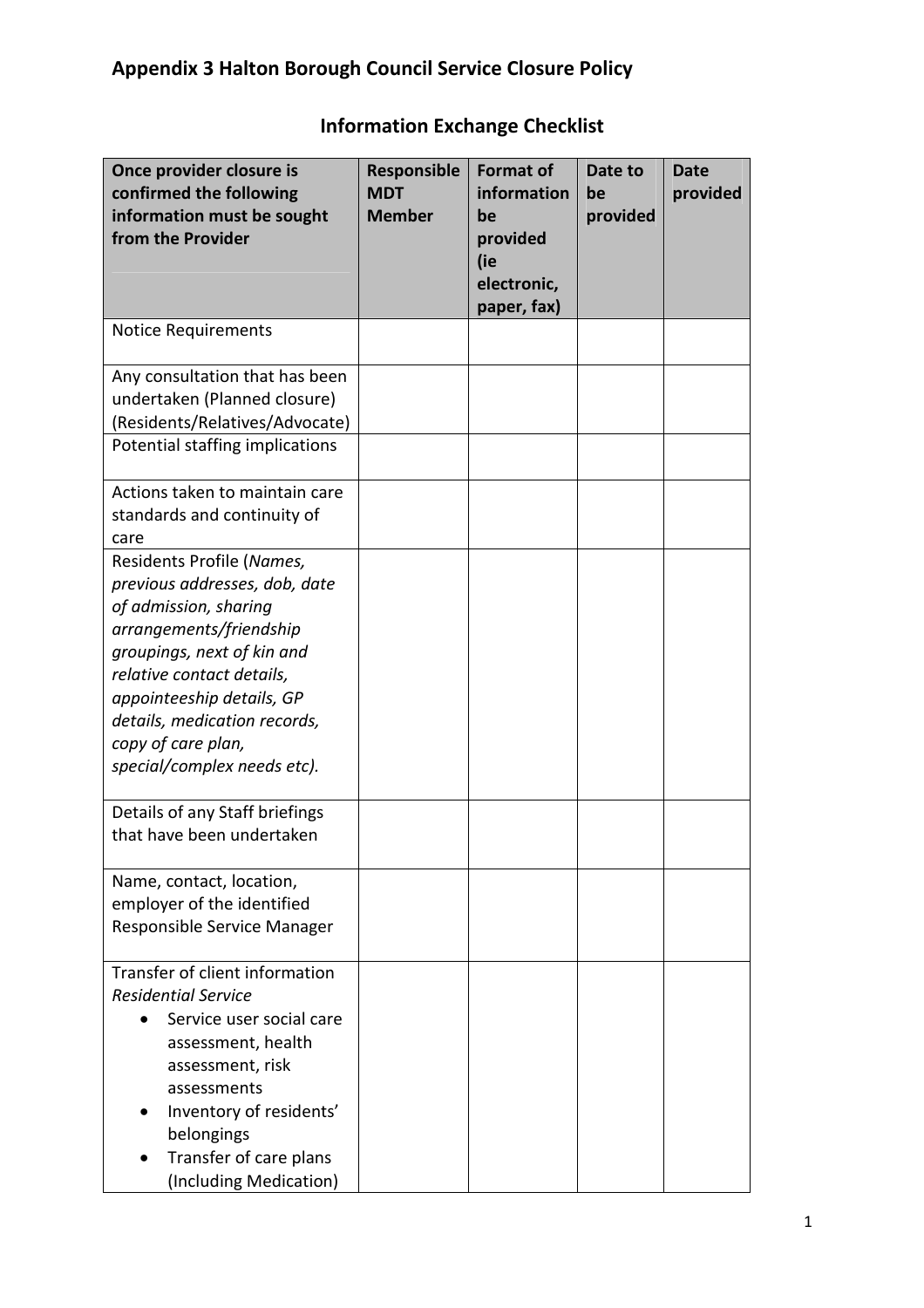# Appendix 3 Halton Borough Council Service Closure Policy

## Information Exchange Checklist

| Once provider closure is confirmed the following information must be sought from the Provider | Responsible MDT Member | Format of information be provided (ie electronic, paper, fax) | Date to be provided | Date provided |
|---|---|---|---|---|
| Notice Requirements | | | | |
| Any consultation that has been undertaken (Planned closure) (Residents/Relatives/Advocate) | | | | |
| Potential staffing implications | | | | |
| Actions taken to maintain care standards and continuity of care | | | | |
| Residents Profile (*Names, previous addresses, dob, date of admission, sharing arrangements/friendship groupings, next of kin and relative contact details, appointeeship details, GP details, medication records, copy of care plan, special/complex needs etc).* | | | | |
| Details of any Staff briefings that have been undertaken | | | | |
| Name, contact, location, employer of the identified Responsible Service Manager | | | | |
| Transfer of client information *Residential Service*<br>• Service user social care assessment, health assessment, risk assessments<br>• Inventory of residents' belongings<br>• Transfer of care plans (Including Medication) | | | | |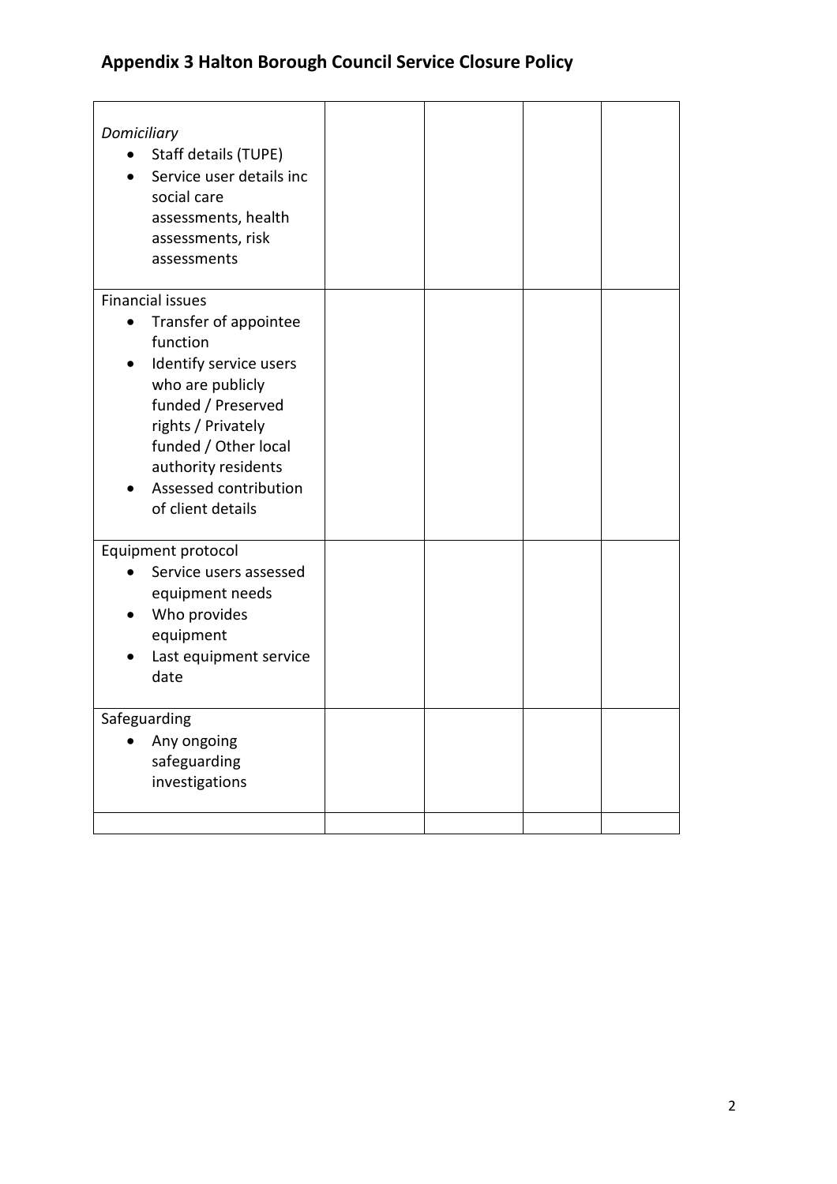## Appendix 3 Halton Borough Council Service Closure Policy

| | | | | |
|---|---|---|---|---|
| *Domiciliary*<br>• Staff details (TUPE)<br>• Service user details inc social care assessments, health assessments, risk assessments | | | | |
| Financial issues<br>• Transfer of appointee function<br>• Identify service users who are publicly funded / Preserved rights / Privately funded / Other local authority residents<br>• Assessed contribution of client details | | | | |
| Equipment protocol<br>• Service users assessed equipment needs<br>• Who provides equipment<br>• Last equipment service date | | | | |
| Safeguarding<br>• Any ongoing safeguarding investigations | | | | |
| | | | | |